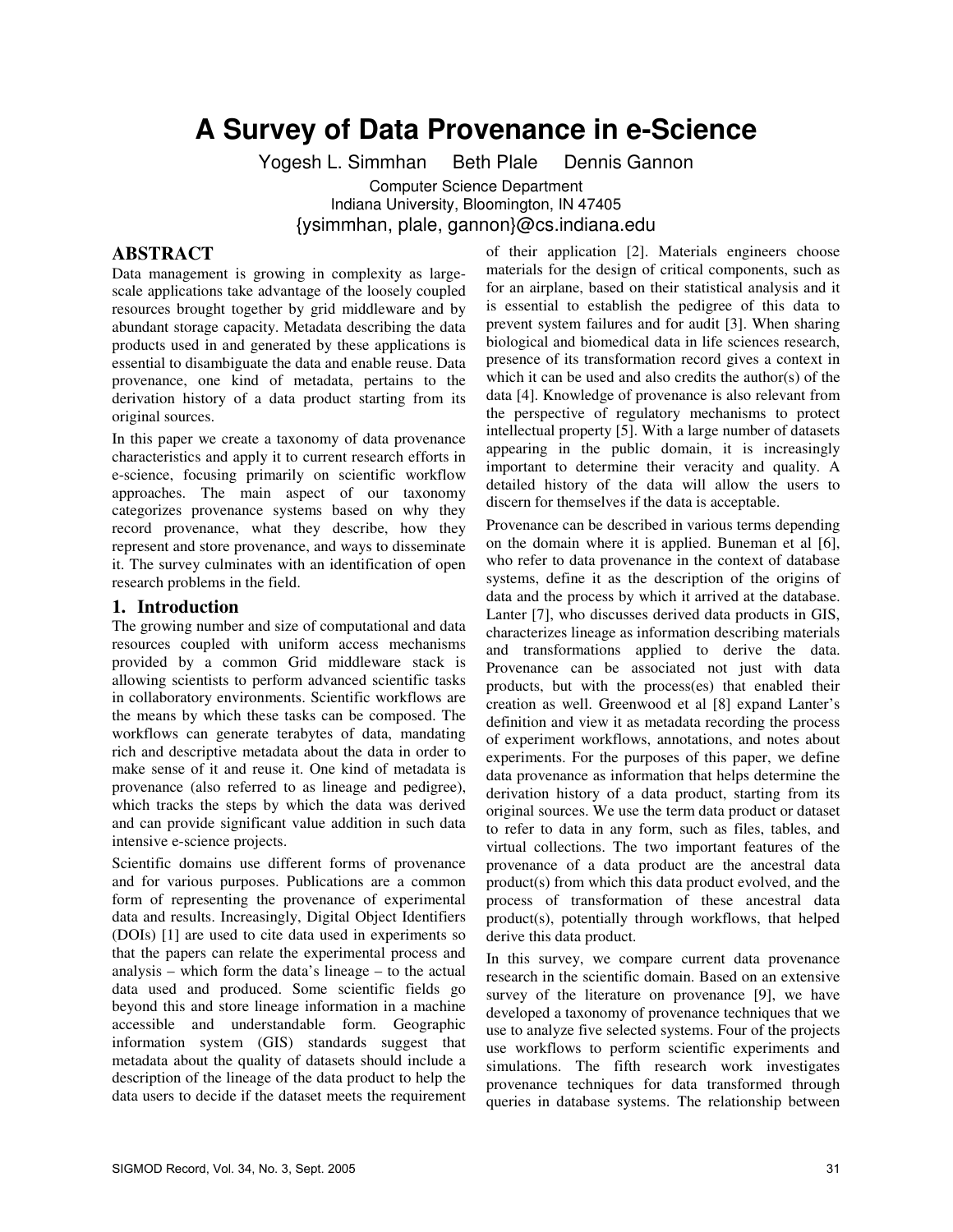# A Survey of Data Provenance in e-Science

Yogesh L. Simmhan Beth Plale Dennis Gannon

Computer Science Department
Indiana University, Bloomington, IN 47405
{ysimmhan, plale, gannon}@cs.indiana.edu

## ABSTRACT

Data management is growing in complexity as large-scale applications take advantage of the loosely coupled resources brought together by grid middleware and by abundant storage capacity. Metadata describing the data products used in and generated by these applications is essential to disambiguate the data and enable reuse. Data provenance, one kind of metadata, pertains to the derivation history of a data product starting from its original sources.

In this paper we create a taxonomy of data provenance characteristics and apply it to current research efforts in e-science, focusing primarily on scientific workflow approaches. The main aspect of our taxonomy categorizes provenance systems based on why they record provenance, what they describe, how they represent and store provenance, and ways to disseminate it. The survey culminates with an identification of open research problems in the field.

## 1. Introduction

The growing number and size of computational and data resources coupled with uniform access mechanisms provided by a common Grid middleware stack is allowing scientists to perform advanced scientific tasks in collaboratory environments. Scientific workflows are the means by which these tasks can be composed. The workflows can generate terabytes of data, mandating rich and descriptive metadata about the data in order to make sense of it and reuse it. One kind of metadata is provenance (also referred to as lineage and pedigree), which tracks the steps by which the data was derived and can provide significant value addition in such data intensive e-science projects.

Scientific domains use different forms of provenance and for various purposes. Publications are a common form of representing the provenance of experimental data and results. Increasingly, Digital Object Identifiers (DOIs) [1] are used to cite data used in experiments so that the papers can relate the experimental process and analysis – which form the data's lineage – to the actual data used and produced. Some scientific fields go beyond this and store lineage information in a machine accessible and understandable form. Geographic information system (GIS) standards suggest that metadata about the quality of datasets should include a description of the lineage of the data product to help the data users to decide if the dataset meets the requirement of their application [2]. Materials engineers choose materials for the design of critical components, such as for an airplane, based on their statistical analysis and it is essential to establish the pedigree of this data to prevent system failures and for audit [3]. When sharing biological and biomedical data in life sciences research, presence of its transformation record gives a context in which it can be used and also credits the author(s) of the data [4]. Knowledge of provenance is also relevant from the perspective of regulatory mechanisms to protect intellectual property [5]. With a large number of datasets appearing in the public domain, it is increasingly important to determine their veracity and quality. A detailed history of the data will allow the users to discern for themselves if the data is acceptable.

Provenance can be described in various terms depending on the domain where it is applied. Buneman et al [6], who refer to data provenance in the context of database systems, define it as the description of the origins of data and the process by which it arrived at the database. Lanter [7], who discusses derived data products in GIS, characterizes lineage as information describing materials and transformations applied to derive the data. Provenance can be associated not just with data products, but with the process(es) that enabled their creation as well. Greenwood et al [8] expand Lanter's definition and view it as metadata recording the process of experiment workflows, annotations, and notes about experiments. For the purposes of this paper, we define data provenance as information that helps determine the derivation history of a data product, starting from its original sources. We use the term data product or dataset to refer to data in any form, such as files, tables, and virtual collections. The two important features of the provenance of a data product are the ancestral data product(s) from which this data product evolved, and the process of transformation of these ancestral data product(s), potentially through workflows, that helped derive this data product.

In this survey, we compare current data provenance research in the scientific domain. Based on an extensive survey of the literature on provenance [9], we have developed a taxonomy of provenance techniques that we use to analyze five selected systems. Four of the projects use workflows to perform scientific experiments and simulations. The fifth research work investigates provenance techniques for data transformed through queries in database systems. The relationship between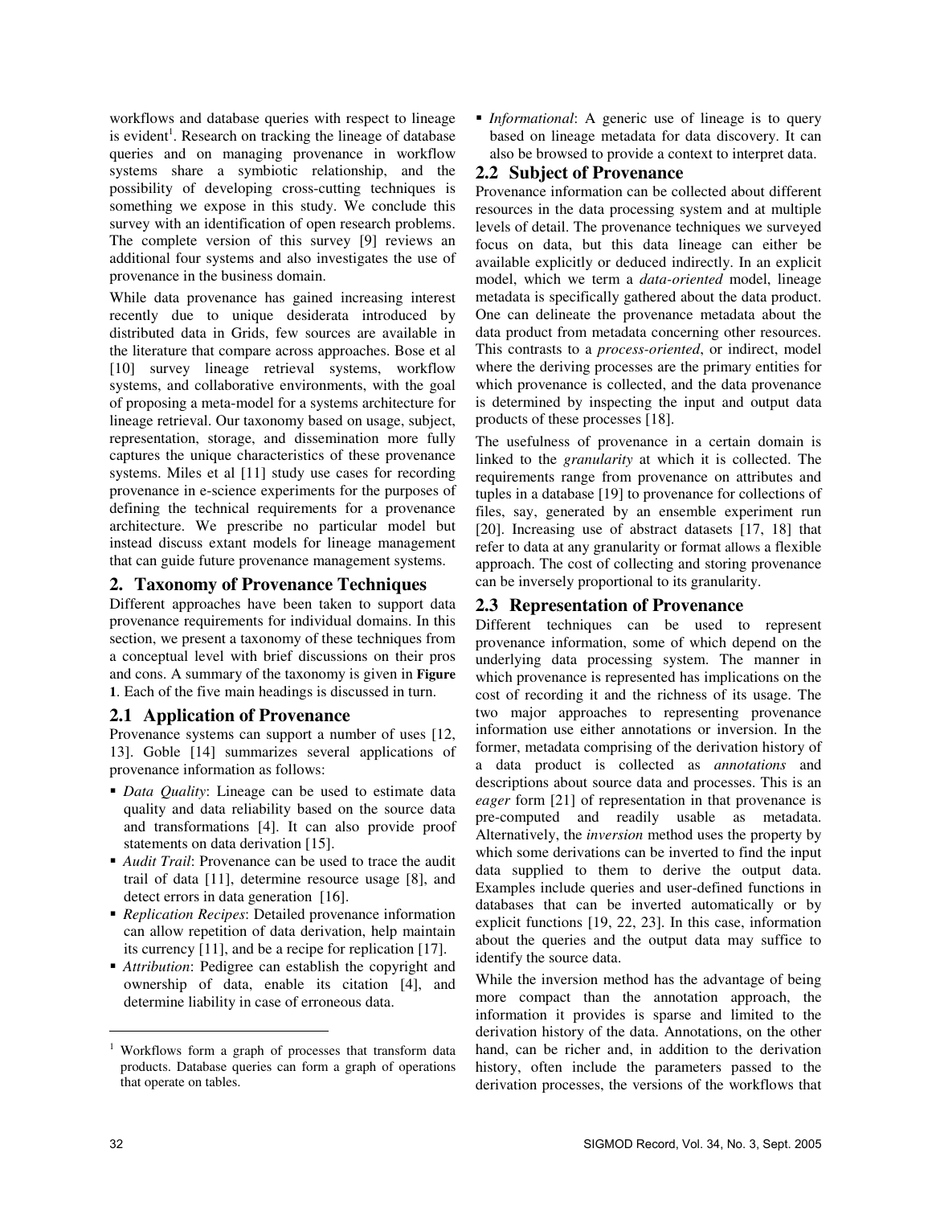workflows and database queries with respect to lineage is evident[1]. Research on tracking the lineage of database queries and on managing provenance in workflow systems share a symbiotic relationship, and the possibility of developing cross-cutting techniques is something we expose in this study. We conclude this survey with an identification of open research problems. The complete version of this survey [9] reviews an additional four systems and also investigates the use of provenance in the business domain.

While data provenance has gained increasing interest recently due to unique desiderata introduced by distributed data in Grids, few sources are available in the literature that compare across approaches. Bose et al [10] survey lineage retrieval systems, workflow systems, and collaborative environments, with the goal of proposing a meta-model for a systems architecture for lineage retrieval. Our taxonomy based on usage, subject, representation, storage, and dissemination more fully captures the unique characteristics of these provenance systems. Miles et al [11] study use cases for recording provenance in e-science experiments for the purposes of defining the technical requirements for a provenance architecture. We prescribe no particular model but instead discuss extant models for lineage management that can guide future provenance management systems.

## 2. Taxonomy of Provenance Techniques

Different approaches have been taken to support data provenance requirements for individual domains. In this section, we present a taxonomy of these techniques from a conceptual level with brief discussions on their pros and cons. A summary of the taxonomy is given in **Figure 1**. Each of the five main headings is discussed in turn.

### 2.1 Application of Provenance

Provenance systems can support a number of uses [12, 13]. Goble [14] summarizes several applications of provenance information as follows:

- *Data Quality*: Lineage can be used to estimate data quality and data reliability based on the source data and transformations [4]. It can also provide proof statements on data derivation [15].
- *Audit Trail*: Provenance can be used to trace the audit trail of data [11], determine resource usage [8], and detect errors in data generation [16].
- *Replication Recipes*: Detailed provenance information can allow repetition of data derivation, help maintain its currency [11], and be a recipe for replication [17].
- *Attribution*: Pedigree can establish the copyright and ownership of data, enable its citation [4], and determine liability in case of erroneous data.
- *Informational*: A generic use of lineage is to query based on lineage metadata for data discovery. It can also be browsed to provide a context to interpret data.

### 2.2 Subject of Provenance

Provenance information can be collected about different resources in the data processing system and at multiple levels of detail. The provenance techniques we surveyed focus on data, but this data lineage can either be available explicitly or deduced indirectly. In an explicit model, which we term a *data-oriented* model, lineage metadata is specifically gathered about the data product. One can delineate the provenance metadata about the data product from metadata concerning other resources. This contrasts to a *process-oriented*, or indirect, model where the deriving processes are the primary entities for which provenance is collected, and the data provenance is determined by inspecting the input and output data products of these processes [18].

The usefulness of provenance in a certain domain is linked to the *granularity* at which it is collected. The requirements range from provenance on attributes and tuples in a database [19] to provenance for collections of files, say, generated by an ensemble experiment run [20]. Increasing use of abstract datasets [17, 18] that refer to data at any granularity or format allows a flexible approach. The cost of collecting and storing provenance can be inversely proportional to its granularity.

### 2.3 Representation of Provenance

Different techniques can be used to represent provenance information, some of which depend on the underlying data processing system. The manner in which provenance is represented has implications on the cost of recording it and the richness of its usage. The two major approaches to representing provenance information use either annotations or inversion. In the former, metadata comprising of the derivation history of a data product is collected as *annotations* and descriptions about source data and processes. This is an *eager* form [21] of representation in that provenance is pre-computed and readily usable as metadata. Alternatively, the *inversion* method uses the property by which some derivations can be inverted to find the input data supplied to them to derive the output data. Examples include queries and user-defined functions in databases that can be inverted automatically or by explicit functions [19, 22, 23]. In this case, information about the queries and the output data may suffice to identify the source data.

While the inversion method has the advantage of being more compact than the annotation approach, the information it provides is sparse and limited to the derivation history of the data. Annotations, on the other hand, can be richer and, in addition to the derivation history, often include the parameters passed to the derivation processes, the versions of the workflows that

[1] Workflows form a graph of processes that transform data products. Database queries can form a graph of operations that operate on tables.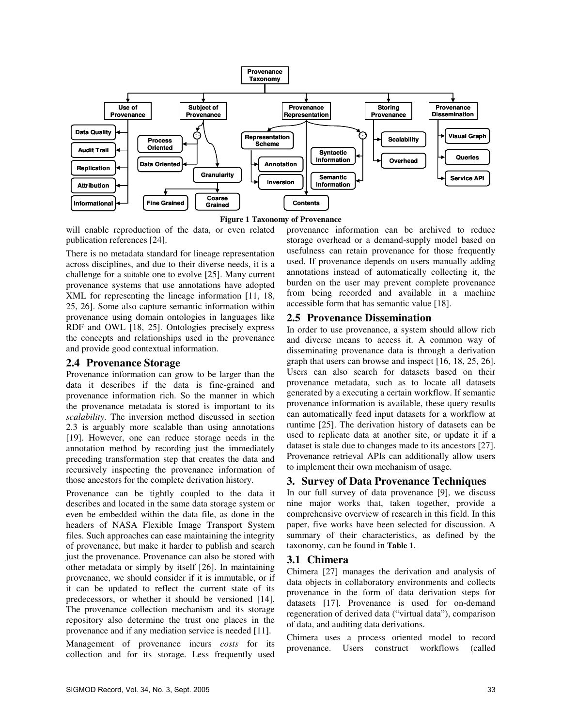Provenance Taxonomy

Use of Provenance
Subject of Provenance
Provenance Representation
Storing Provenance
Provenance Dissemination

Data Quality
Audit Trail
Replication
Attribution
Informational

Process Oriented
Data Oriented
Granularity
Fine Grained
Coarse Grained

Representation Scheme
Annotation
Inversion
Syntactic Information
Semantic Information
Contents

Scalability
Overhead

Visual Graph
Queries
Service API

**Figure 1 Taxonomy of Provenance**

will enable reproduction of the data, or even related publication references [24].

There is no metadata standard for lineage representation across disciplines, and due to their diverse needs, it is a challenge for a suitable one to evolve [25]. Many current provenance systems that use annotations have adopted XML for representing the lineage information [11, 18, 25, 26]. Some also capture semantic information within provenance using domain ontologies in languages like RDF and OWL [18, 25]. Ontologies precisely express the concepts and relationships used in the provenance and provide good contextual information.

## 2.4 Provenance Storage

Provenance information can grow to be larger than the data it describes if the data is fine-grained and provenance information rich. So the manner in which the provenance metadata is stored is important to its *scalability*. The inversion method discussed in section 2.3 is arguably more scalable than using annotations [19]. However, one can reduce storage needs in the annotation method by recording just the immediately preceding transformation step that creates the data and recursively inspecting the provenance information of those ancestors for the complete derivation history.

Provenance can be tightly coupled to the data it describes and located in the same data storage system or even be embedded within the data file, as done in the headers of NASA Flexible Image Transport System files. Such approaches can ease maintaining the integrity of provenance, but make it harder to publish and search just the provenance. Provenance can also be stored with other metadata or simply by itself [26]. In maintaining provenance, we should consider if it is immutable, or if it can be updated to reflect the current state of its predecessors, or whether it should be versioned [14]. The provenance collection mechanism and its storage repository also determine the trust one places in the provenance and if any mediation service is needed [11].

Management of provenance incurs *costs* for its collection and for its storage. Less frequently used provenance information can be archived to reduce storage overhead or a demand-supply model based on usefulness can retain provenance for those frequently used. If provenance depends on users manually adding annotations instead of automatically collecting it, the burden on the user may prevent complete provenance from being recorded and available in a machine accessible form that has semantic value [18].

## 2.5 Provenance Dissemination

In order to use provenance, a system should allow rich and diverse means to access it. A common way of disseminating provenance data is through a derivation graph that users can browse and inspect [16, 18, 25, 26]. Users can also search for datasets based on their provenance metadata, such as to locate all datasets generated by a executing a certain workflow. If semantic provenance information is available, these query results can automatically feed input datasets for a workflow at runtime [25]. The derivation history of datasets can be used to replicate data at another site, or update it if a dataset is stale due to changes made to its ancestors [27]. Provenance retrieval APIs can additionally allow users to implement their own mechanism of usage.

# 3. Survey of Data Provenance Techniques

In our full survey of data provenance [9], we discuss nine major works that, taken together, provide a comprehensive overview of research in this field. In this paper, five works have been selected for discussion. A summary of their characteristics, as defined by the taxonomy, can be found in **Table 1**.

## 3.1 Chimera

Chimera [27] manages the derivation and analysis of data objects in collaboratory environments and collects provenance in the form of data derivation steps for datasets [17]. Provenance is used for on-demand regeneration of derived data ("virtual data"), comparison of data, and auditing data derivations.

Chimera uses a process oriented model to record provenance. Users construct workflows (called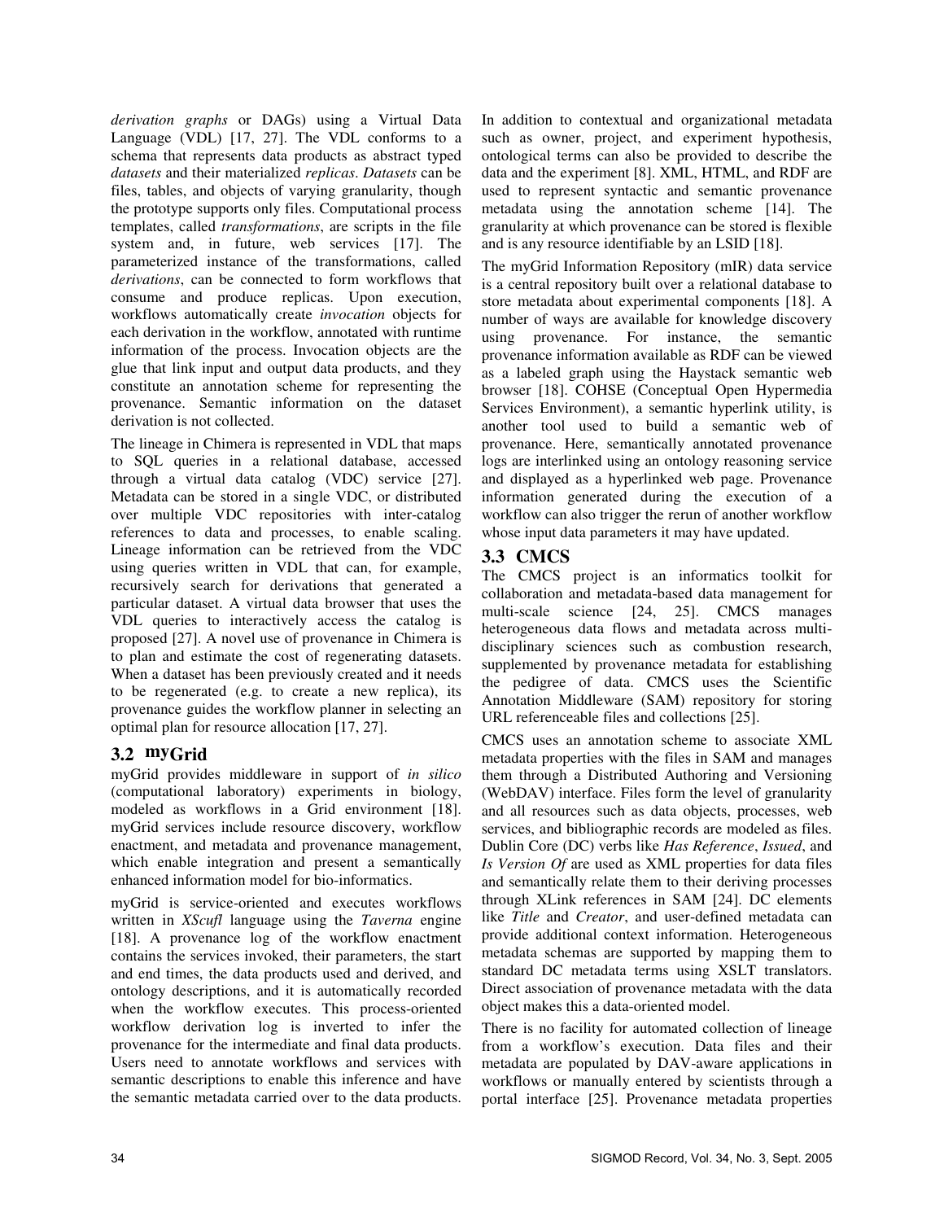*derivation graphs* or DAGs) using a Virtual Data Language (VDL) [17, 27]. The VDL conforms to a schema that represents data products as abstract typed *datasets* and their materialized *replicas*. *Datasets* can be files, tables, and objects of varying granularity, though the prototype supports only files. Computational process templates, called *transformations*, are scripts in the file system and, in future, web services [17]. The parameterized instance of the transformations, called *derivations*, can be connected to form workflows that consume and produce replicas. Upon execution, workflows automatically create *invocation* objects for each derivation in the workflow, annotated with runtime information of the process. Invocation objects are the glue that link input and output data products, and they constitute an annotation scheme for representing the provenance. Semantic information on the dataset derivation is not collected.

The lineage in Chimera is represented in VDL that maps to SQL queries in a relational database, accessed through a virtual data catalog (VDC) service [27]. Metadata can be stored in a single VDC, or distributed over multiple VDC repositories with inter-catalog references to data and processes, to enable scaling. Lineage information can be retrieved from the VDC using queries written in VDL that can, for example, recursively search for derivations that generated a particular dataset. A virtual data browser that uses the VDL queries to interactively access the catalog is proposed [27]. A novel use of provenance in Chimera is to plan and estimate the cost of regenerating datasets. When a dataset has been previously created and it needs to be regenerated (e.g. to create a new replica), its provenance guides the workflow planner in selecting an optimal plan for resource allocation [17, 27].

## 3.2 myGrid

myGrid provides middleware in support of *in silico* (computational laboratory) experiments in biology, modeled as workflows in a Grid environment [18]. myGrid services include resource discovery, workflow enactment, and metadata and provenance management, which enable integration and present a semantically enhanced information model for bio-informatics.

myGrid is service-oriented and executes workflows written in *XScufl* language using the *Taverna* engine [18]. A provenance log of the workflow enactment contains the services invoked, their parameters, the start and end times, the data products used and derived, and ontology descriptions, and it is automatically recorded when the workflow executes. This process-oriented workflow derivation log is inverted to infer the provenance for the intermediate and final data products. Users need to annotate workflows and services with semantic descriptions to enable this inference and have the semantic metadata carried over to the data products. In addition to contextual and organizational metadata such as owner, project, and experiment hypothesis, ontological terms can also be provided to describe the data and the experiment [8]. XML, HTML, and RDF are used to represent syntactic and semantic provenance metadata using the annotation scheme [14]. The granularity at which provenance can be stored is flexible and is any resource identifiable by an LSID [18].

The myGrid Information Repository (mIR) data service is a central repository built over a relational database to store metadata about experimental components [18]. A number of ways are available for knowledge discovery using provenance. For instance, the semantic provenance information available as RDF can be viewed as a labeled graph using the Haystack semantic web browser [18]. COHSE (Conceptual Open Hypermedia Services Environment), a semantic hyperlink utility, is another tool used to build a semantic web of provenance. Here, semantically annotated provenance logs are interlinked using an ontology reasoning service and displayed as a hyperlinked web page. Provenance information generated during the execution of a workflow can also trigger the rerun of another workflow whose input data parameters it may have updated.

## 3.3 CMCS

The CMCS project is an informatics toolkit for collaboration and metadata-based data management for multi-scale science [24, 25]. CMCS manages heterogeneous data flows and metadata across multi-disciplinary sciences such as combustion research, supplemented by provenance metadata for establishing the pedigree of data. CMCS uses the Scientific Annotation Middleware (SAM) repository for storing URL referenceable files and collections [25].

CMCS uses an annotation scheme to associate XML metadata properties with the files in SAM and manages them through a Distributed Authoring and Versioning (WebDAV) interface. Files form the level of granularity and all resources such as data objects, processes, web services, and bibliographic records are modeled as files. Dublin Core (DC) verbs like *Has Reference*, *Issued*, and *Is Version Of* are used as XML properties for data files and semantically relate them to their deriving processes through XLink references in SAM [24]. DC elements like *Title* and *Creator*, and user-defined metadata can provide additional context information. Heterogeneous metadata schemas are supported by mapping them to standard DC metadata terms using XSLT translators. Direct association of provenance metadata with the data object makes this a data-oriented model.

There is no facility for automated collection of lineage from a workflow's execution. Data files and their metadata are populated by DAV-aware applications in workflows or manually entered by scientists through a portal interface [25]. Provenance metadata properties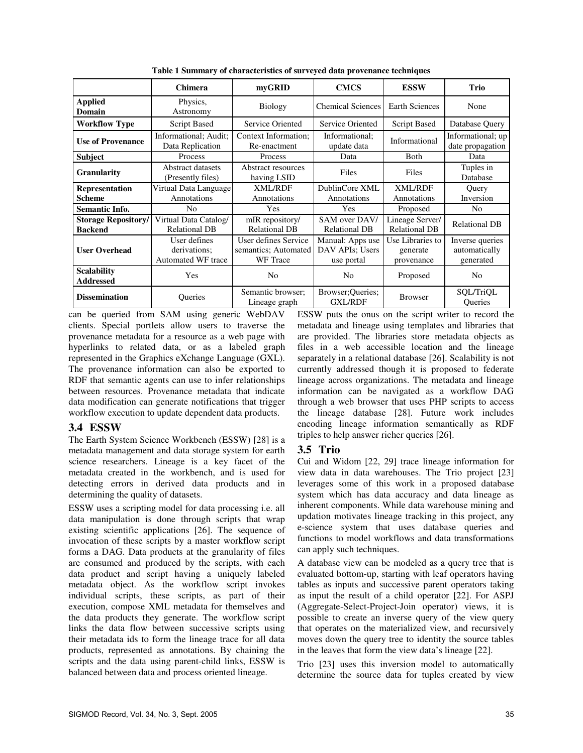**Table 1 Summary of characteristics of surveyed data provenance techniques**

| | Chimera | myGRID | CMCS | ESSW | Trio |
|---|---|---|---|---|---|
| **Applied Domain** | Physics, Astronomy | Biology | Chemical Sciences | Earth Sciences | None |
| **Workflow Type** | Script Based | Service Oriented | Service Oriented | Script Based | Database Query |
| **Use of Provenance** | Informational; Audit; Data Replication | Context Information; Re-enactment | Informational; update data | Informational | Informational; up date propagation |
| **Subject** | Process | Process | Data | Both | Data |
| **Granularity** | Abstract datasets (Presently files) | Abstract resources having LSID | Files | Files | Tuples in Database |
| **Representation Scheme** | Virtual Data Language Annotations | XML/RDF Annotations | DublinCore XML Annotations | XML/RDF Annotations | Query Inversion |
| **Semantic Info.** | No | Yes | Yes | Proposed | No |
| **Storage Repository/ Backend** | Virtual Data Catalog/ Relational DB | mIR repository/ Relational DB | SAM over DAV/ Relational DB | Lineage Server/ Relational DB | Relational DB |
| **User Overhead** | User defines derivations; Automated WF trace | User defines Service semantics; Automated WF Trace | Manual: Apps use DAV APIs; Users use portal | Use Libraries to generate provenance | Inverse queries automatically generated |
| **Scalability Addressed** | Yes | No | No | Proposed | No |
| **Dissemination** | Queries | Semantic browser; Lineage graph | Browser;Queries; GXL/RDF | Browser | SQL/TriQL Queries |

can be queried from SAM using generic WebDAV clients. Special portlets allow users to traverse the provenance metadata for a resource as a web page with hyperlinks to related data, or as a labeled graph represented in the Graphics eXchange Language (GXL). The provenance information can also be exported to RDF that semantic agents can use to infer relationships between resources. Provenance metadata that indicate data modification can generate notifications that trigger workflow execution to update dependent data products.

## 3.4 ESSW

The Earth System Science Workbench (ESSW) [28] is a metadata management and data storage system for earth science researchers. Lineage is a key facet of the metadata created in the workbench, and is used for detecting errors in derived data products and in determining the quality of datasets.

ESSW uses a scripting model for data processing i.e. all data manipulation is done through scripts that wrap existing scientific applications [26]. The sequence of invocation of these scripts by a master workflow script forms a DAG. Data products at the granularity of files are consumed and produced by the scripts, with each data product and script having a uniquely labeled metadata object. As the workflow script invokes individual scripts, these scripts, as part of their execution, compose XML metadata for themselves and the data products they generate. The workflow script links the data flow between successive scripts using their metadata ids to form the lineage trace for all data products, represented as annotations. By chaining the scripts and the data using parent-child links, ESSW is balanced between data and process oriented lineage.

ESSW puts the onus on the script writer to record the metadata and lineage using templates and libraries that are provided. The libraries store metadata objects as files in a web accessible location and the lineage separately in a relational database [26]. Scalability is not currently addressed though it is proposed to federate lineage across organizations. The metadata and lineage information can be navigated as a workflow DAG through a web browser that uses PHP scripts to access the lineage database [28]. Future work includes encoding lineage information semantically as RDF triples to help answer richer queries [26].

## 3.5 Trio

Cui and Widom [22, 29] trace lineage information for view data in data warehouses. The Trio project [23] leverages some of this work in a proposed database system which has data accuracy and data lineage as inherent components. While data warehouse mining and updation motivates lineage tracking in this project, any e-science system that uses database queries and functions to model workflows and data transformations can apply such techniques.

A database view can be modeled as a query tree that is evaluated bottom-up, starting with leaf operators having tables as inputs and successive parent operators taking as input the result of a child operator [22]. For ASPJ (Aggregate-Select-Project-Join operator) views, it is possible to create an inverse query of the view query that operates on the materialized view, and recursively moves down the query tree to identity the source tables in the leaves that form the view data's lineage [22].

Trio [23] uses this inversion model to automatically determine the source data for tuples created by view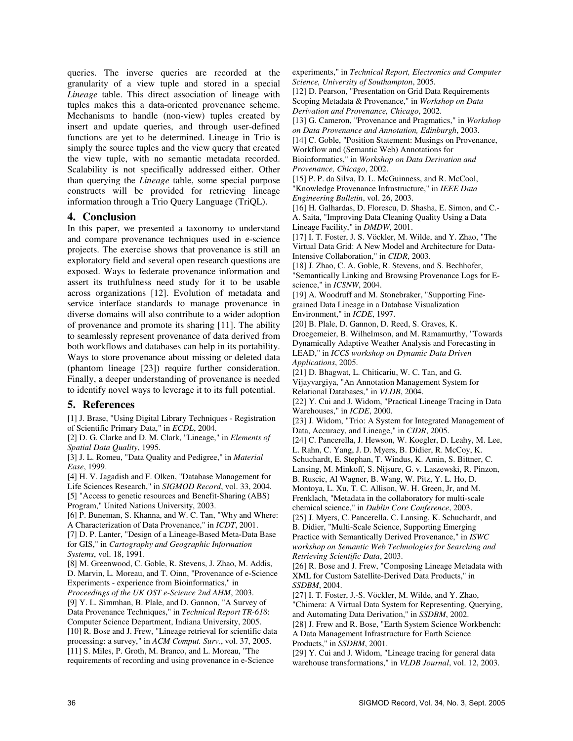queries. The inverse queries are recorded at the granularity of a view tuple and stored in a special *Lineage* table. This direct association of lineage with tuples makes this a data-oriented provenance scheme. Mechanisms to handle (non-view) tuples created by insert and update queries, and through user-defined functions are yet to be determined. Lineage in Trio is simply the source tuples and the view query that created the view tuple, with no semantic metadata recorded. Scalability is not specifically addressed either. Other than querying the *Lineage* table, some special purpose constructs will be provided for retrieving lineage information through a Trio Query Language (TriQL).

## 4. Conclusion

In this paper, we presented a taxonomy to understand and compare provenance techniques used in e-science projects. The exercise shows that provenance is still an exploratory field and several open research questions are exposed. Ways to federate provenance information and assert its truthfulness need study for it to be usable across organizations [12]. Evolution of metadata and service interface standards to manage provenance in diverse domains will also contribute to a wider adoption of provenance and promote its sharing [11]. The ability to seamlessly represent provenance of data derived from both workflows and databases can help in its portability. Ways to store provenance about missing or deleted data (phantom lineage [23]) require further consideration. Finally, a deeper understanding of provenance is needed to identify novel ways to leverage it to its full potential.

## 5. References

[1] J. Brase, "Using Digital Library Techniques - Registration of Scientific Primary Data," in *ECDL*, 2004.

[2] D. G. Clarke and D. M. Clark, "Lineage," in *Elements of Spatial Data Quality*, 1995.

[3] J. L. Romeu, "Data Quality and Pedigree," in *Material Ease*, 1999.

[4] H. V. Jagadish and F. Olken, "Database Management for Life Sciences Research," in *SIGMOD Record*, vol. 33, 2004.

[5] "Access to genetic resources and Benefit-Sharing (ABS) Program," United Nations University, 2003.

[6] P. Buneman, S. Khanna, and W. C. Tan, "Why and Where: A Characterization of Data Provenance," in *ICDT*, 2001.

[7] D. P. Lanter, "Design of a Lineage-Based Meta-Data Base for GIS," in *Cartography and Geographic Information Systems*, vol. 18, 1991.

[8] M. Greenwood, C. Goble, R. Stevens, J. Zhao, M. Addis, D. Marvin, L. Moreau, and T. Oinn, "Provenance of e-Science Experiments - experience from Bioinformatics," in *Proceedings of the UK OST e-Science 2nd AHM*, 2003.

[9] Y. L. Simmhan, B. Plale, and D. Gannon, "A Survey of Data Provenance Techniques," in *Technical Report TR-618*: Computer Science Department, Indiana University, 2005.

[10] R. Bose and J. Frew, "Lineage retrieval for scientific data processing: a survey," in *ACM Comput. Surv.*, vol. 37, 2005.

[11] S. Miles, P. Groth, M. Branco, and L. Moreau, "The requirements of recording and using provenance in e-Science experiments," in *Technical Report, Electronics and Computer Science, University of Southampton*, 2005.

[12] D. Pearson, "Presentation on Grid Data Requirements Scoping Metadata & Provenance," in *Workshop on Data Derivation and Provenance, Chicago*, 2002.

[13] G. Cameron, "Provenance and Pragmatics," in *Workshop on Data Provenance and Annotation, Edinburgh*, 2003.

[14] C. Goble, "Position Statement: Musings on Provenance, Workflow and (Semantic Web) Annotations for Bioinformatics," in *Workshop on Data Derivation and Provenance, Chicago*, 2002.

[15] P. P. da Silva, D. L. McGuinness, and R. McCool, "Knowledge Provenance Infrastructure," in *IEEE Data Engineering Bulletin*, vol. 26, 2003.

[16] H. Galhardas, D. Florescu, D. Shasha, E. Simon, and C.-A. Saita, "Improving Data Cleaning Quality Using a Data Lineage Facility," in *DMDW*, 2001.

[17] I. T. Foster, J. S. Vöckler, M. Wilde, and Y. Zhao, "The Virtual Data Grid: A New Model and Architecture for Data-Intensive Collaboration," in *CIDR*, 2003.

[18] J. Zhao, C. A. Goble, R. Stevens, and S. Bechhofer, "Semantically Linking and Browsing Provenance Logs for E-science," in *ICSNW*, 2004.

[19] A. Woodruff and M. Stonebraker, "Supporting Fine-grained Data Lineage in a Database Visualization Environment," in *ICDE*, 1997.

[20] B. Plale, D. Gannon, D. Reed, S. Graves, K. Droegemeier, B. Wilhelmson, and M. Ramamurthy, "Towards Dynamically Adaptive Weather Analysis and Forecasting in LEAD," in *ICCS workshop on Dynamic Data Driven Applications*, 2005.

[21] D. Bhagwat, L. Chiticariu, W. C. Tan, and G. Vijayvargiya, "An Annotation Management System for Relational Databases," in *VLDB*, 2004.

[22] Y. Cui and J. Widom, "Practical Lineage Tracing in Data Warehouses," in *ICDE*, 2000.

[23] J. Widom, "Trio: A System for Integrated Management of Data, Accuracy, and Lineage," in *CIDR*, 2005.

[24] C. Pancerella, J. Hewson, W. Koegler, D. Leahy, M. Lee, L. Rahn, C. Yang, J. D. Myers, B. Didier, R. McCoy, K. Schuchardt, E. Stephan, T. Windus, K. Amin, S. Bittner, C. Lansing, M. Minkoff, S. Nijsure, G. v. Laszewski, R. Pinzon, B. Ruscic, Al Wagner, B. Wang, W. Pitz, Y. L. Ho, D. Montoya, L. Xu, T. C. Allison, W. H. Green, Jr, and M. Frenklach, "Metadata in the collaboratory for multi-scale chemical science," in *Dublin Core Conference*, 2003.

[25] J. Myers, C. Pancerella, C. Lansing, K. Schuchardt, and B. Didier, "Multi-Scale Science, Supporting Emerging Practice with Semantically Derived Provenance," in *ISWC workshop on Semantic Web Technologies for Searching and Retrieving Scientific Data*, 2003.

[26] R. Bose and J. Frew, "Composing Lineage Metadata with XML for Custom Satellite-Derived Data Products," in *SSDBM*, 2004.

[27] I. T. Foster, J.-S. Vöckler, M. Wilde, and Y. Zhao, "Chimera: A Virtual Data System for Representing, Querying, and Automating Data Derivation," in *SSDBM*, 2002.

[28] J. Frew and R. Bose, "Earth System Science Workbench: A Data Management Infrastructure for Earth Science Products," in *SSDBM*, 2001.

[29] Y. Cui and J. Widom, "Lineage tracing for general data warehouse transformations," in *VLDB Journal*, vol. 12, 2003.